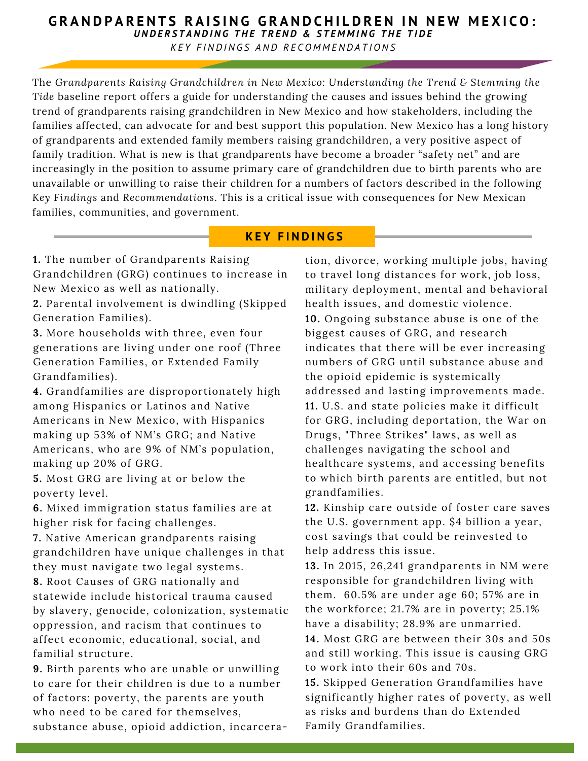# GRANDPARENTS RAISING GRANDCHILDREN IN NEW MEXICO:

***UNDERSTANDING THE TREND & STEMMING THE TIDE***

*KEY FINDINGS AND RECOMMENDATIONS*

The *Grandparents Raising Grandchildren in New Mexico: Understanding the Trend & Stemming the Tide* baseline report offers a guide for understanding the causes and issues behind the growing trend of grandparents raising grandchildren in New Mexico and how stakeholders, including the families affected, can advocate for and best support this population. New Mexico has a long history of grandparents and extended family members raising grandchildren, a very positive aspect of family tradition. What is new is that grandparents have become a broader "safety net" and are increasingly in the position to assume primary care of grandchildren due to birth parents who are unavailable or unwilling to raise their children for a numbers of factors described in the following *Key Findings* and *Recommendations*. This is a critical issue with consequences for New Mexican families, communities, and government.

## KEY FINDINGS

**1.** The number of Grandparents Raising Grandchildren (GRG) continues to increase in New Mexico as well as nationally.

**2.** Parental involvement is dwindling (Skipped Generation Families).

**3.** More households with three, even four generations are living under one roof (Three Generation Families, or Extended Family Grandfamilies).

**4.** Grandfamilies are disproportionately high among Hispanics or Latinos and Native Americans in New Mexico, with Hispanics making up 53% of NM's GRG; and Native Americans, who are 9% of NM's population, making up 20% of GRG.

**5.** Most GRG are living at or below the poverty level.

**6.** Mixed immigration status families are at higher risk for facing challenges.

**7.** Native American grandparents raising grandchildren have unique challenges in that they must navigate two legal systems.

**8.** Root Causes of GRG nationally and statewide include historical trauma caused by slavery, genocide, colonization, systematic oppression, and racism that continues to affect economic, educational, social, and familial structure.

**9.** Birth parents who are unable or unwilling to care for their children is due to a number of factors: poverty, the parents are youth who need to be cared for themselves, substance abuse, opioid addiction, incarceration, divorce, working multiple jobs, having to travel long distances for work, job loss, military deployment, mental and behavioral health issues, and domestic violence.

**10.** Ongoing substance abuse is one of the biggest causes of GRG, and research indicates that there will be ever increasing numbers of GRG until substance abuse and the opioid epidemic is systemically addressed and lasting improvements made.

**11.** U.S. and state policies make it difficult for GRG, including deportation, the War on Drugs, "Three Strikes" laws, as well as challenges navigating the school and healthcare systems, and accessing benefits to which birth parents are entitled, but not grandfamilies.

**12.** Kinship care outside of foster care saves the U.S. government app. $4 billion a year, cost savings that could be reinvested to help address this issue.

**13.** In 2015, 26,241 grandparents in NM were responsible for grandchildren living with them. 60.5% are under age 60; 57% are in the workforce; 21.7% are in poverty; 25.1% have a disability; 28.9% are unmarried.

**14.** Most GRG are between their 30s and 50s and still working. This issue is causing GRG to work into their 60s and 70s.

**15.** Skipped Generation Grandfamilies have significantly higher rates of poverty, as well as risks and burdens than do Extended Family Grandfamilies.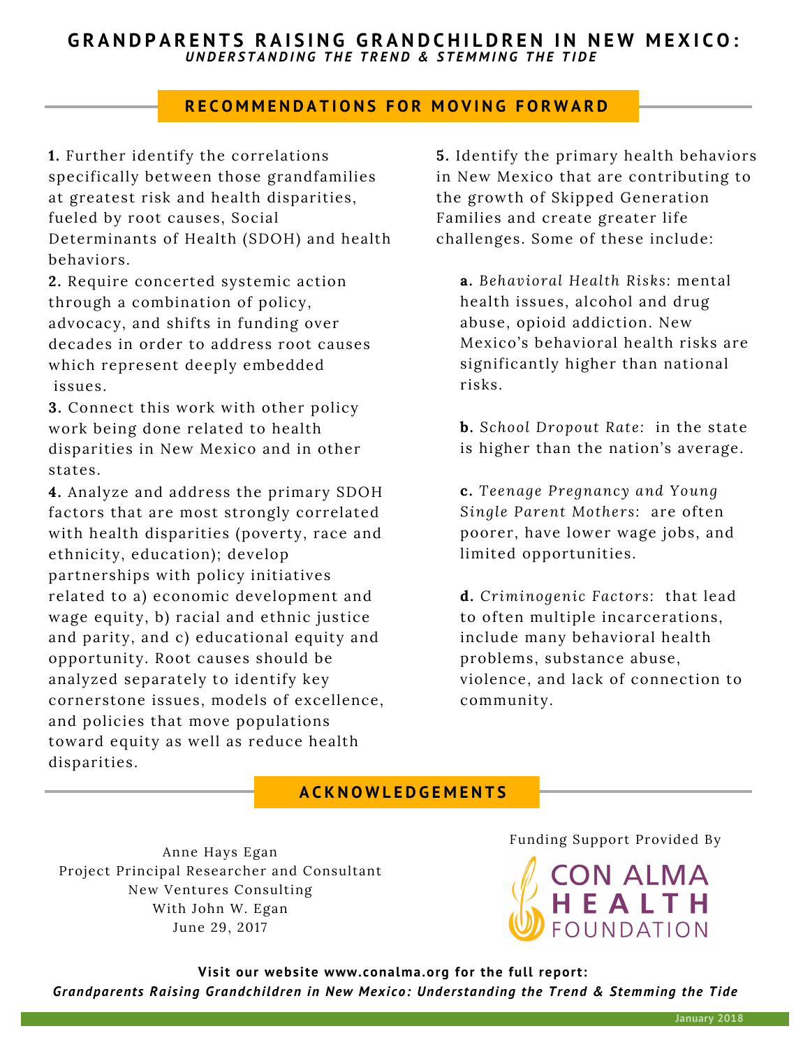# GRANDPARENTS RAISING GRANDCHILDREN IN NEW MEXICO:

***UNDERSTANDING THE TREND & STEMMING THE TIDE***

## RECOMMENDATIONS FOR MOVING FORWARD

**1.** Further identify the correlations specifically between those grandfamilies at greatest risk and health disparities, fueled by root causes, Social Determinants of Health (SDOH) and health behaviors.

**2.** Require concerted systemic action through a combination of policy, advocacy, and shifts in funding over decades in order to address root causes which represent deeply embedded issues.

**3.** Connect this work with other policy work being done related to health disparities in New Mexico and in other states.

**4.** Analyze and address the primary SDOH factors that are most strongly correlated with health disparities (poverty, race and ethnicity, education); develop partnerships with policy initiatives related to a) economic development and wage equity, b) racial and ethnic justice and parity, and c) educational equity and opportunity. Root causes should be analyzed separately to identify key cornerstone issues, models of excellence, and policies that move populations toward equity as well as reduce health disparities.

**5.** Identify the primary health behaviors in New Mexico that are contributing to the growth of Skipped Generation Families and create greater life challenges. Some of these include:

**a.** *Behavioral Health Risks*: mental health issues, alcohol and drug abuse, opioid addiction. New Mexico's behavioral health risks are significantly higher than national risks.

**b.** *School Dropout Rate*: in the state is higher than the nation's average.

**c.** *Teenage Pregnancy and Young Single Parent Mothers*: are often poorer, have lower wage jobs, and limited opportunities.

**d.** *Criminogenic Factors*: that lead to often multiple incarcerations, include many behavioral health problems, substance abuse, violence, and lack of connection to community.

## ACKNOWLEDGEMENTS

Anne Hays Egan
Project Principal Researcher and Consultant
New Ventures Consulting
With John W. Egan
June 29, 2017

Funding Support Provided By

CON ALMA HEALTH FOUNDATION

**Visit our website www.conalma.org for the full report:**
***Grandparents Raising Grandchildren in New Mexico: Understanding the Trend & Stemming the Tide***

January 2018